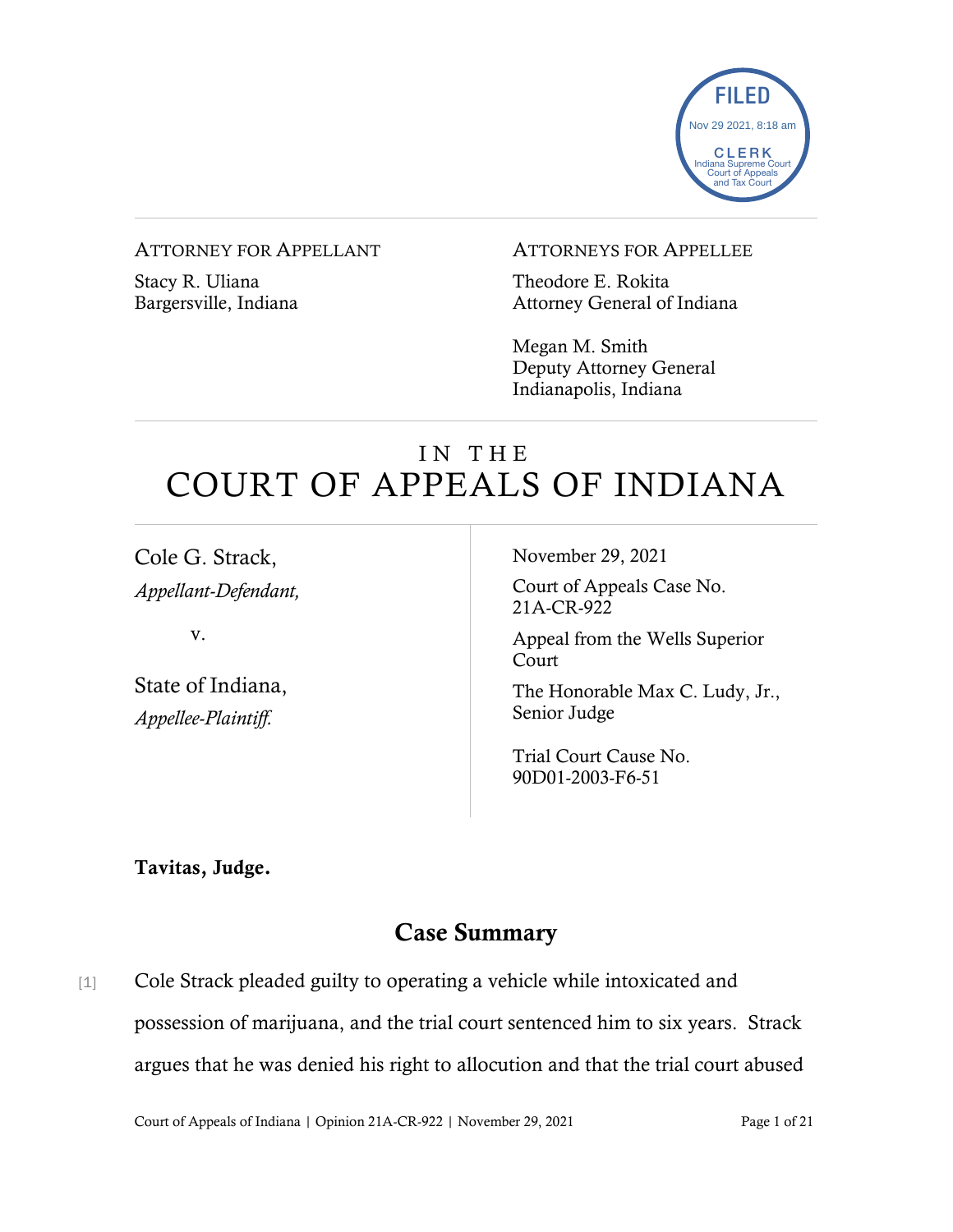FILED
Nov 29 2021, 8:18 am
CLERK
Indiana Supreme Court
Court of Appeals
and Tax Court

ATTORNEY FOR APPELLANT

Stacy R. Uliana
Bargersville, Indiana

ATTORNEYS FOR APPELLEE

Theodore E. Rokita
Attorney General of Indiana

Megan M. Smith
Deputy Attorney General
Indianapolis, Indiana

# IN THE COURT OF APPEALS OF INDIANA

Cole G. Strack,
*Appellant-Defendant,*

v.

State of Indiana,
*Appellee-Plaintiff.*

November 29, 2021

Court of Appeals Case No. 21A-CR-922

Appeal from the Wells Superior Court

The Honorable Max C. Ludy, Jr., Senior Judge

Trial Court Cause No. 90D01-2003-F6-51

**Tavitas, Judge.**

## Case Summary

[1] Cole Strack pleaded guilty to operating a vehicle while intoxicated and possession of marijuana, and the trial court sentenced him to six years. Strack argues that he was denied his right to allocution and that the trial court abused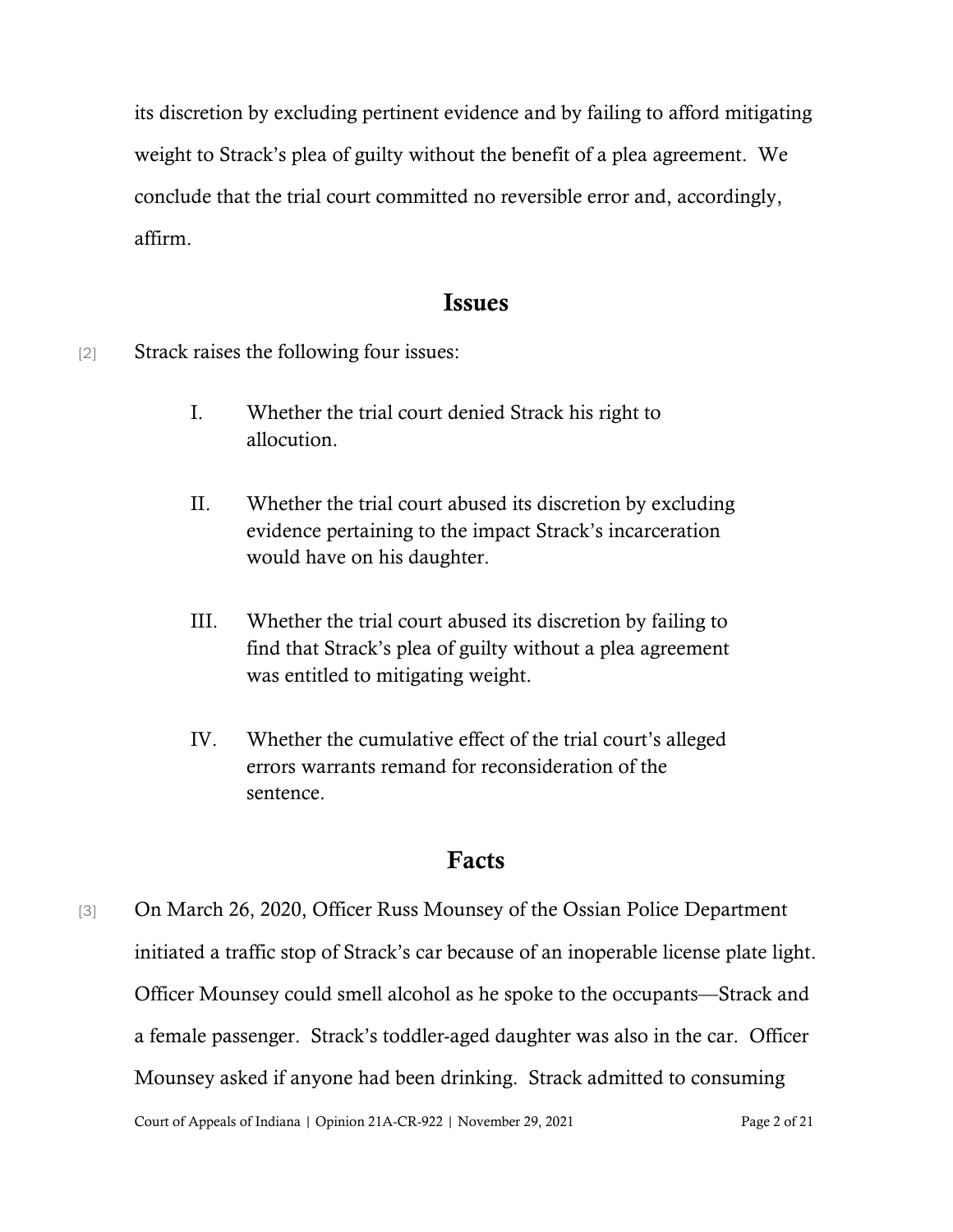its discretion by excluding pertinent evidence and by failing to afford mitigating weight to Strack's plea of guilty without the benefit of a plea agreement. We conclude that the trial court committed no reversible error and, accordingly, affirm.

## Issues

[2] Strack raises the following four issues:

> I. Whether the trial court denied Strack his right to allocution.
>
> II. Whether the trial court abused its discretion by excluding evidence pertaining to the impact Strack's incarceration would have on his daughter.
>
> III. Whether the trial court abused its discretion by failing to find that Strack's plea of guilty without a plea agreement was entitled to mitigating weight.
>
> IV. Whether the cumulative effect of the trial court's alleged errors warrants remand for reconsideration of the sentence.

## Facts

[3] On March 26, 2020, Officer Russ Mounsey of the Ossian Police Department initiated a traffic stop of Strack's car because of an inoperable license plate light. Officer Mounsey could smell alcohol as he spoke to the occupants—Strack and a female passenger. Strack's toddler-aged daughter was also in the car. Officer Mounsey asked if anyone had been drinking. Strack admitted to consuming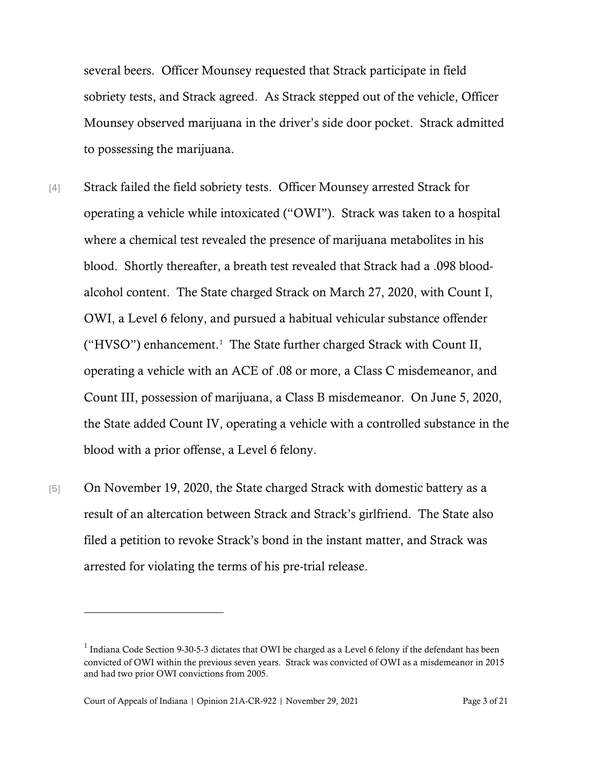several beers. Officer Mounsey requested that Strack participate in field sobriety tests, and Strack agreed. As Strack stepped out of the vehicle, Officer Mounsey observed marijuana in the driver's side door pocket. Strack admitted to possessing the marijuana.

[4] Strack failed the field sobriety tests. Officer Mounsey arrested Strack for operating a vehicle while intoxicated ("OWI"). Strack was taken to a hospital where a chemical test revealed the presence of marijuana metabolites in his blood. Shortly thereafter, a breath test revealed that Strack had a .098 blood-alcohol content. The State charged Strack on March 27, 2020, with Count I, OWI, a Level 6 felony, and pursued a habitual vehicular substance offender ("HVSO") enhancement.[1] The State further charged Strack with Count II, operating a vehicle with an ACE of .08 or more, a Class C misdemeanor, and Count III, possession of marijuana, a Class B misdemeanor. On June 5, 2020, the State added Count IV, operating a vehicle with a controlled substance in the blood with a prior offense, a Level 6 felony.

[5] On November 19, 2020, the State charged Strack with domestic battery as a result of an altercation between Strack and Strack's girlfriend. The State also filed a petition to revoke Strack's bond in the instant matter, and Strack was arrested for violating the terms of his pre-trial release.

---

[1] Indiana Code Section 9-30-5-3 dictates that OWI be charged as a Level 6 felony if the defendant has been convicted of OWI within the previous seven years. Strack was convicted of OWI as a misdemeanor in 2015 and had two prior OWI convictions from 2005.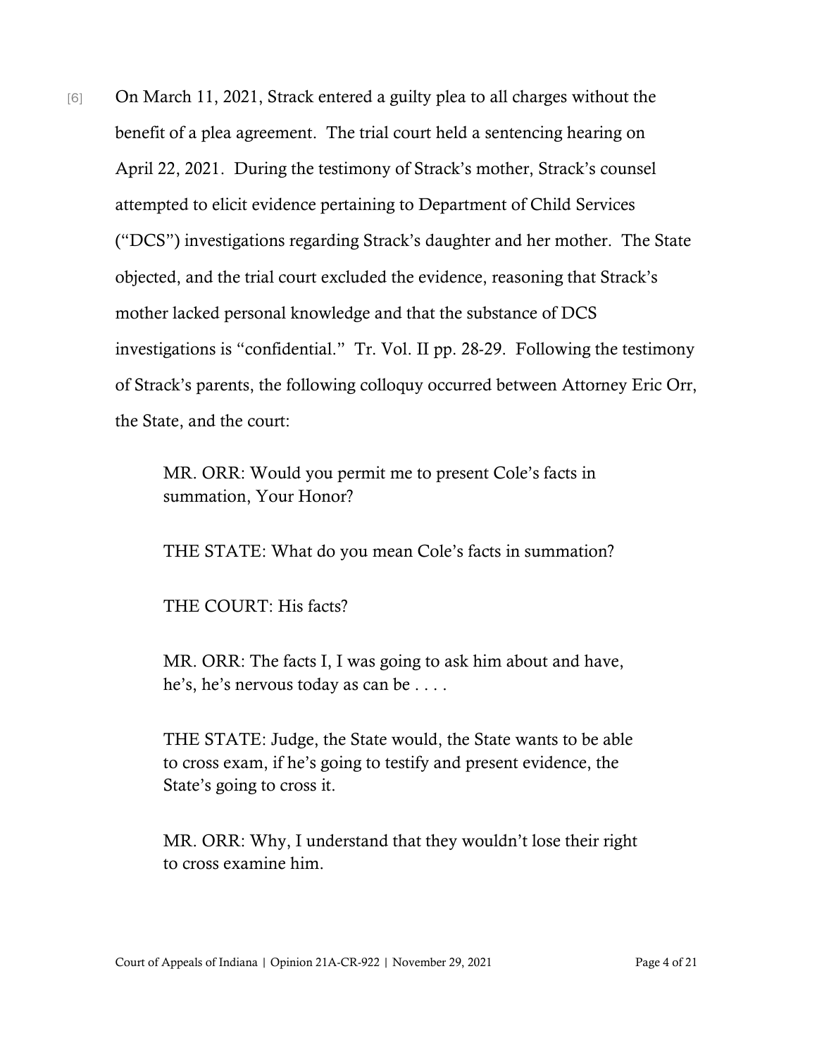[6] On March 11, 2021, Strack entered a guilty plea to all charges without the benefit of a plea agreement. The trial court held a sentencing hearing on April 22, 2021. During the testimony of Strack's mother, Strack's counsel attempted to elicit evidence pertaining to Department of Child Services ("DCS") investigations regarding Strack's daughter and her mother. The State objected, and the trial court excluded the evidence, reasoning that Strack's mother lacked personal knowledge and that the substance of DCS investigations is "confidential." Tr. Vol. II pp. 28-29. Following the testimony of Strack's parents, the following colloquy occurred between Attorney Eric Orr, the State, and the court:

> MR. ORR: Would you permit me to present Cole's facts in summation, Your Honor?
>
> THE STATE: What do you mean Cole's facts in summation?
>
> THE COURT: His facts?
>
> MR. ORR: The facts I, I was going to ask him about and have, he's, he's nervous today as can be . . . .
>
> THE STATE: Judge, the State would, the State wants to be able to cross exam, if he's going to testify and present evidence, the State's going to cross it.
>
> MR. ORR: Why, I understand that they wouldn't lose their right to cross examine him.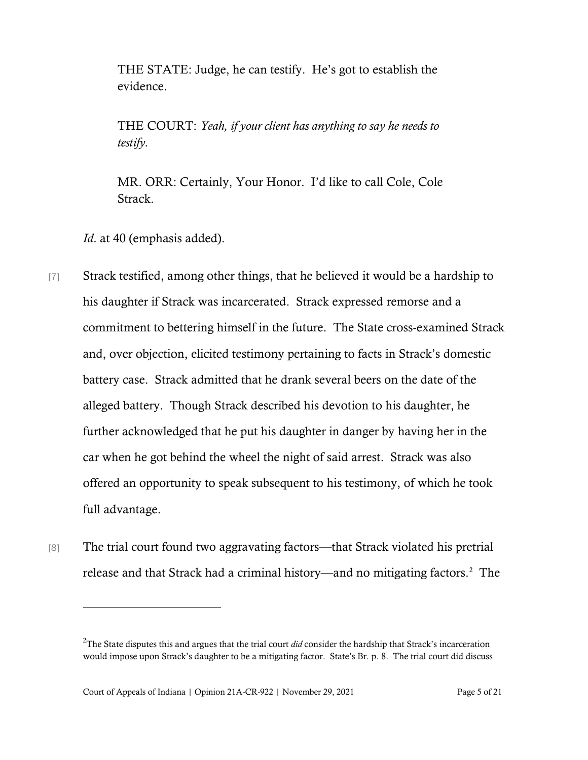THE STATE: Judge, he can testify. He's got to establish the evidence.

THE COURT: *Yeah, if your client has anything to say he needs to testify.*

MR. ORR: Certainly, Your Honor. I'd like to call Cole, Cole Strack.

*Id*. at 40 (emphasis added).

[7] Strack testified, among other things, that he believed it would be a hardship to his daughter if Strack was incarcerated. Strack expressed remorse and a commitment to bettering himself in the future. The State cross-examined Strack and, over objection, elicited testimony pertaining to facts in Strack's domestic battery case. Strack admitted that he drank several beers on the date of the alleged battery. Though Strack described his devotion to his daughter, he further acknowledged that he put his daughter in danger by having her in the car when he got behind the wheel the night of said arrest. Strack was also offered an opportunity to speak subsequent to his testimony, of which he took full advantage.

[8] The trial court found two aggravating factors—that Strack violated his pretrial release and that Strack had a criminal history—and no mitigating factors.[2] The

---

[2] The State disputes this and argues that the trial court *did* consider the hardship that Strack's incarceration would impose upon Strack's daughter to be a mitigating factor. State's Br. p. 8. The trial court did discuss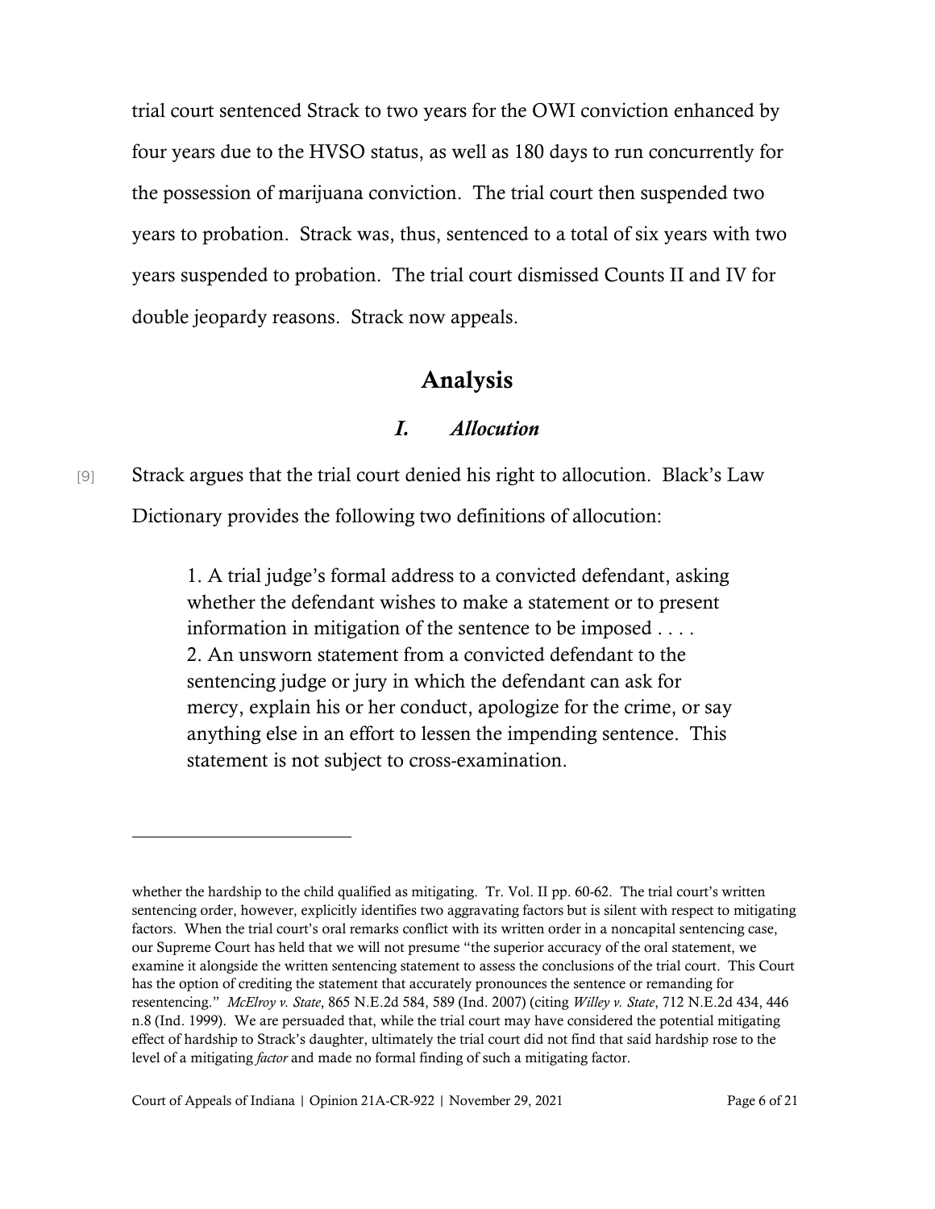trial court sentenced Strack to two years for the OWI conviction enhanced by four years due to the HVSO status, as well as 180 days to run concurrently for the possession of marijuana conviction. The trial court then suspended two years to probation. Strack was, thus, sentenced to a total of six years with two years suspended to probation. The trial court dismissed Counts II and IV for double jeopardy reasons. Strack now appeals.

# Analysis

## *I. Allocution*

[9] Strack argues that the trial court denied his right to allocution. Black's Law Dictionary provides the following two definitions of allocution:

> 1. A trial judge's formal address to a convicted defendant, asking whether the defendant wishes to make a statement or to present information in mitigation of the sentence to be imposed . . . .
> 2. An unsworn statement from a convicted defendant to the sentencing judge or jury in which the defendant can ask for mercy, explain his or her conduct, apologize for the crime, or say anything else in an effort to lessen the impending sentence. This statement is not subject to cross-examination.

---

whether the hardship to the child qualified as mitigating. Tr. Vol. II pp. 60-62. The trial court's written sentencing order, however, explicitly identifies two aggravating factors but is silent with respect to mitigating factors. When the trial court's oral remarks conflict with its written order in a noncapital sentencing case, our Supreme Court has held that we will not presume "the superior accuracy of the oral statement, we examine it alongside the written sentencing statement to assess the conclusions of the trial court. This Court has the option of crediting the statement that accurately pronounces the sentence or remanding for resentencing." *McElroy v. State*, 865 N.E.2d 584, 589 (Ind. 2007) (citing *Willey v. State*, 712 N.E.2d 434, 446 n.8 (Ind. 1999). We are persuaded that, while the trial court may have considered the potential mitigating effect of hardship to Strack's daughter, ultimately the trial court did not find that said hardship rose to the level of a mitigating *factor* and made no formal finding of such a mitigating factor.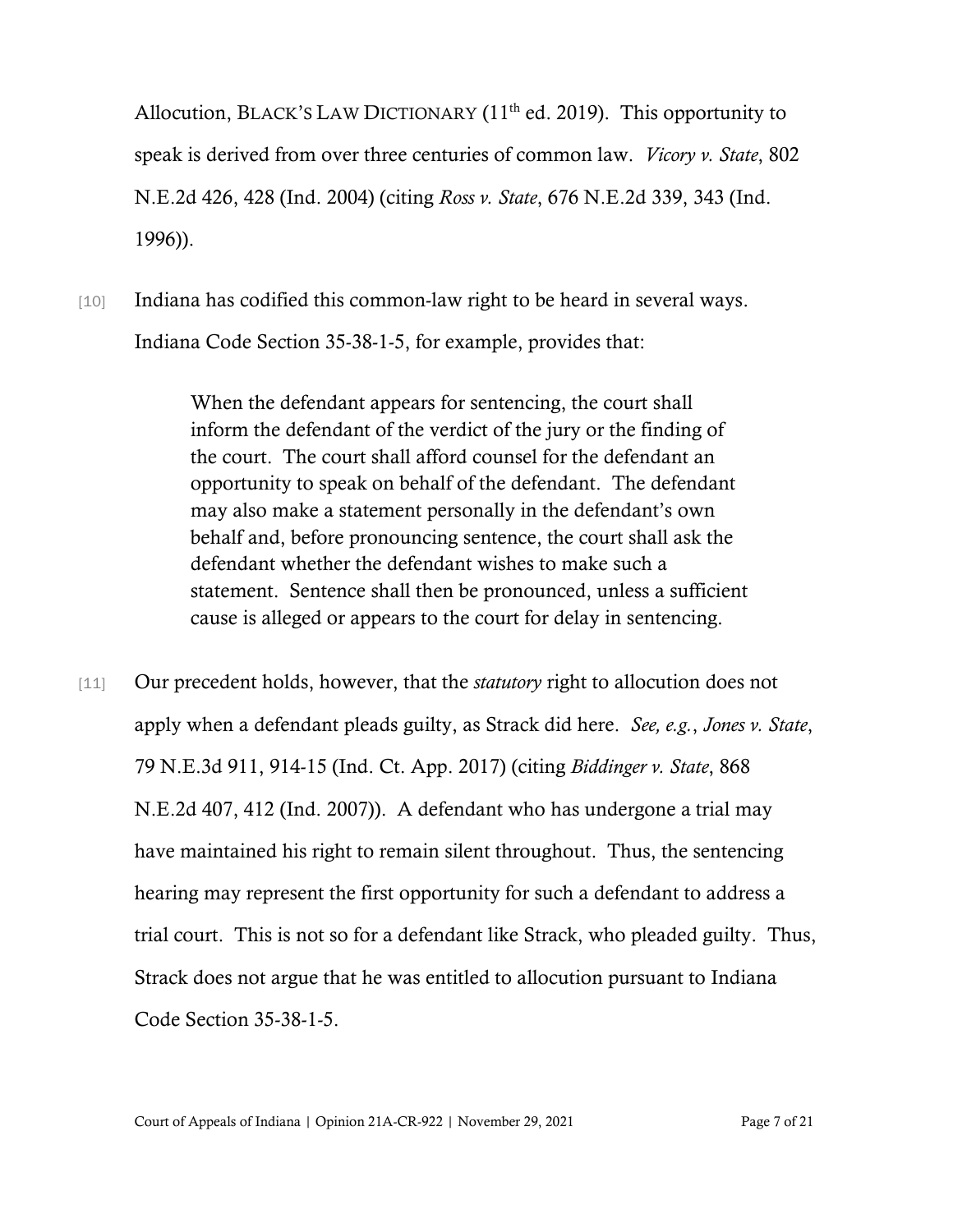Allocution, BLACK'S LAW DICTIONARY (11th ed. 2019). This opportunity to speak is derived from over three centuries of common law. *Vicory v. State*, 802 N.E.2d 426, 428 (Ind. 2004) (citing *Ross v. State*, 676 N.E.2d 339, 343 (Ind. 1996)).

[10] Indiana has codified this common-law right to be heard in several ways. Indiana Code Section 35-38-1-5, for example, provides that:

> When the defendant appears for sentencing, the court shall inform the defendant of the verdict of the jury or the finding of the court. The court shall afford counsel for the defendant an opportunity to speak on behalf of the defendant. The defendant may also make a statement personally in the defendant's own behalf and, before pronouncing sentence, the court shall ask the defendant whether the defendant wishes to make such a statement. Sentence shall then be pronounced, unless a sufficient cause is alleged or appears to the court for delay in sentencing.

[11] Our precedent holds, however, that the *statutory* right to allocution does not apply when a defendant pleads guilty, as Strack did here. *See, e.g.*, *Jones v. State*, 79 N.E.3d 911, 914-15 (Ind. Ct. App. 2017) (citing *Biddinger v. State*, 868 N.E.2d 407, 412 (Ind. 2007)). A defendant who has undergone a trial may have maintained his right to remain silent throughout. Thus, the sentencing hearing may represent the first opportunity for such a defendant to address a trial court. This is not so for a defendant like Strack, who pleaded guilty. Thus, Strack does not argue that he was entitled to allocution pursuant to Indiana Code Section 35-38-1-5.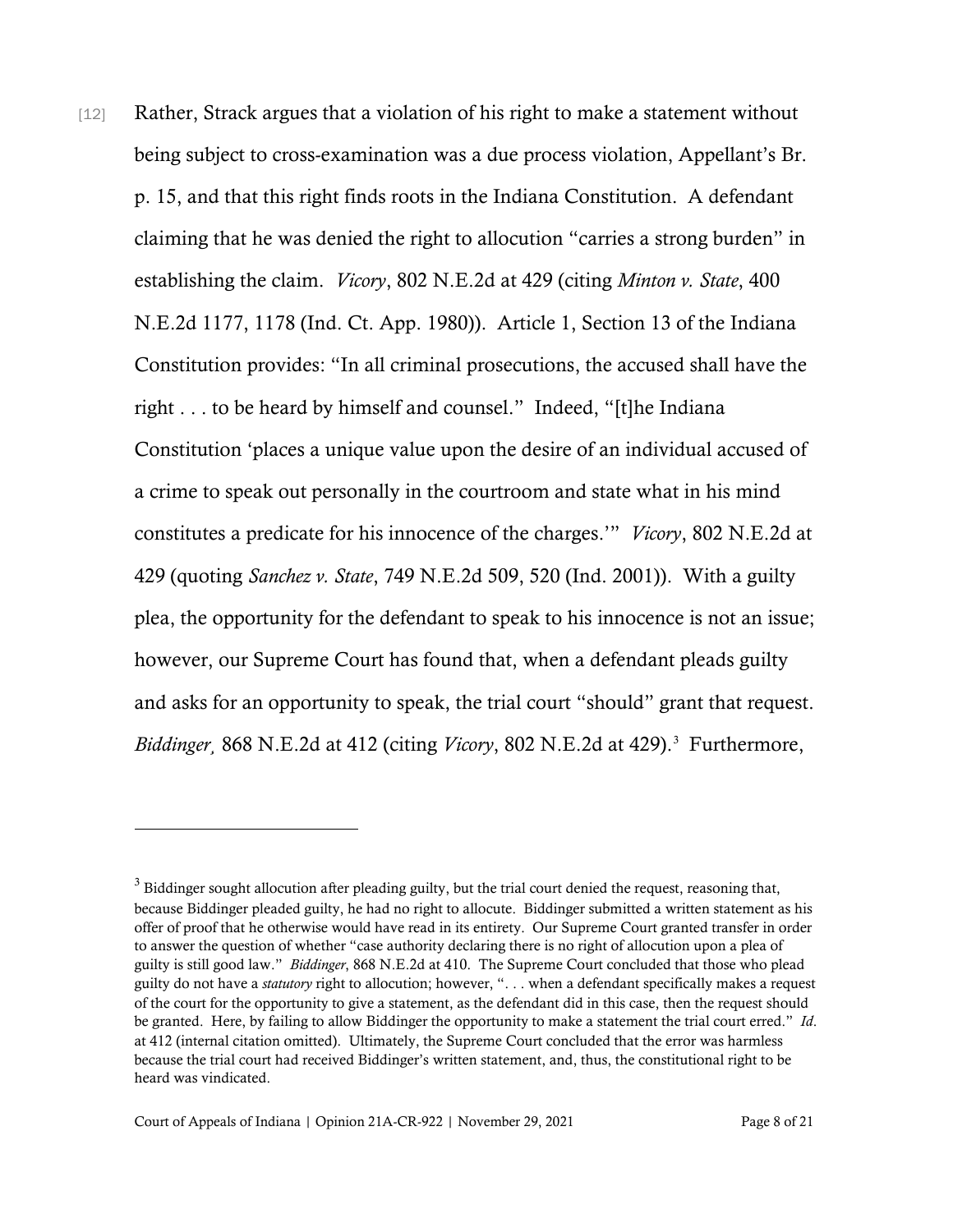[12] Rather, Strack argues that a violation of his right to make a statement without being subject to cross-examination was a due process violation, Appellant's Br. p. 15, and that this right finds roots in the Indiana Constitution. A defendant claiming that he was denied the right to allocution "carries a strong burden" in establishing the claim. *Vicory*, 802 N.E.2d at 429 (citing *Minton v. State*, 400 N.E.2d 1177, 1178 (Ind. Ct. App. 1980)). Article 1, Section 13 of the Indiana Constitution provides: "In all criminal prosecutions, the accused shall have the right . . . to be heard by himself and counsel." Indeed, "[t]he Indiana Constitution 'places a unique value upon the desire of an individual accused of a crime to speak out personally in the courtroom and state what in his mind constitutes a predicate for his innocence of the charges.'" *Vicory*, 802 N.E.2d at 429 (quoting *Sanchez v. State*, 749 N.E.2d 509, 520 (Ind. 2001)). With a guilty plea, the opportunity for the defendant to speak to his innocence is not an issue; however, our Supreme Court has found that, when a defendant pleads guilty and asks for an opportunity to speak, the trial court "should" grant that request. *Biddinger*, 868 N.E.2d at 412 (citing *Vicory*, 802 N.E.2d at 429).[3] Furthermore,

[3] Biddinger sought allocution after pleading guilty, but the trial court denied the request, reasoning that, because Biddinger pleaded guilty, he had no right to allocute. Biddinger submitted a written statement as his offer of proof that he otherwise would have read in its entirety. Our Supreme Court granted transfer in order to answer the question of whether "case authority declaring there is no right of allocution upon a plea of guilty is still good law." *Biddinger*, 868 N.E.2d at 410. The Supreme Court concluded that those who plead guilty do not have a *statutory* right to allocution; however, ". . . when a defendant specifically makes a request of the court for the opportunity to give a statement, as the defendant did in this case, then the request should be granted. Here, by failing to allow Biddinger the opportunity to make a statement the trial court erred." *Id*. at 412 (internal citation omitted). Ultimately, the Supreme Court concluded that the error was harmless because the trial court had received Biddinger's written statement, and, thus, the constitutional right to be heard was vindicated.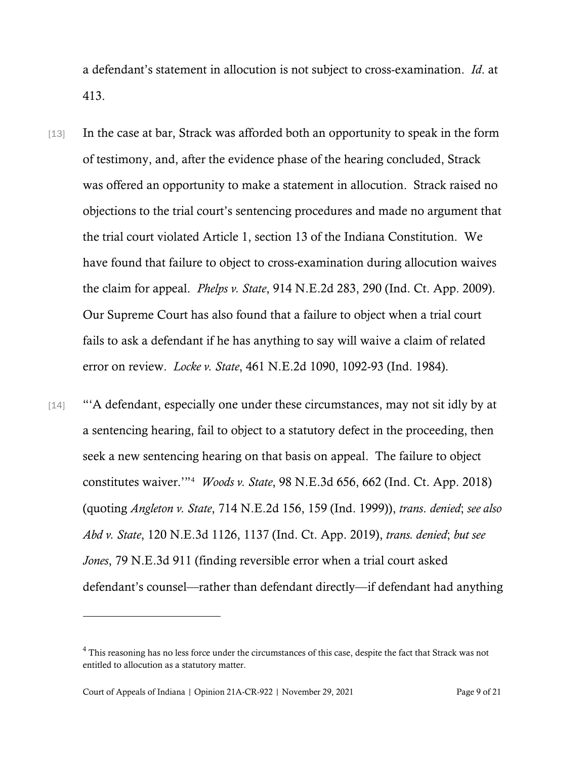a defendant's statement in allocution is not subject to cross-examination. *Id*. at 413.

[13] In the case at bar, Strack was afforded both an opportunity to speak in the form of testimony, and, after the evidence phase of the hearing concluded, Strack was offered an opportunity to make a statement in allocution. Strack raised no objections to the trial court's sentencing procedures and made no argument that the trial court violated Article 1, section 13 of the Indiana Constitution. We have found that failure to object to cross-examination during allocution waives the claim for appeal. *Phelps v. State*, 914 N.E.2d 283, 290 (Ind. Ct. App. 2009). Our Supreme Court has also found that a failure to object when a trial court fails to ask a defendant if he has anything to say will waive a claim of related error on review. *Locke v. State*, 461 N.E.2d 1090, 1092-93 (Ind. 1984).

[14] "'A defendant, especially one under these circumstances, may not sit idly by at a sentencing hearing, fail to object to a statutory defect in the proceeding, then seek a new sentencing hearing on that basis on appeal. The failure to object constitutes waiver.'"[4] *Woods v. State*, 98 N.E.3d 656, 662 (Ind. Ct. App. 2018) (quoting *Angleton v. State*, 714 N.E.2d 156, 159 (Ind. 1999)), *trans. denied*; *see also Abd v. State*, 120 N.E.3d 1126, 1137 (Ind. Ct. App. 2019), *trans. denied*; *but see Jones*, 79 N.E.3d 911 (finding reversible error when a trial court asked defendant's counsel—rather than defendant directly—if defendant had anything

---

[4] This reasoning has no less force under the circumstances of this case, despite the fact that Strack was not entitled to allocution as a statutory matter.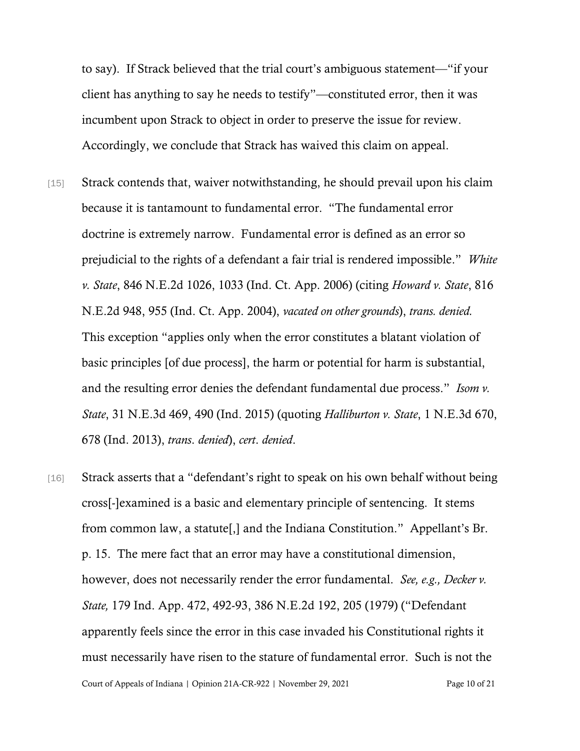to say). If Strack believed that the trial court's ambiguous statement—"if your client has anything to say he needs to testify"—constituted error, then it was incumbent upon Strack to object in order to preserve the issue for review. Accordingly, we conclude that Strack has waived this claim on appeal.

[15] Strack contends that, waiver notwithstanding, he should prevail upon his claim because it is tantamount to fundamental error. "The fundamental error doctrine is extremely narrow. Fundamental error is defined as an error so prejudicial to the rights of a defendant a fair trial is rendered impossible." *White v. State*, 846 N.E.2d 1026, 1033 (Ind. Ct. App. 2006) (citing *Howard v. State*, 816 N.E.2d 948, 955 (Ind. Ct. App. 2004), *vacated on other grounds*), *trans. denied.* This exception "applies only when the error constitutes a blatant violation of basic principles [of due process], the harm or potential for harm is substantial, and the resulting error denies the defendant fundamental due process." *Isom v. State*, 31 N.E.3d 469, 490 (Ind. 2015) (quoting *Halliburton v. State*, 1 N.E.3d 670, 678 (Ind. 2013), *trans. denied*), *cert. denied*.

[16] Strack asserts that a "defendant's right to speak on his own behalf without being cross[-]examined is a basic and elementary principle of sentencing. It stems from common law, a statute[,] and the Indiana Constitution." Appellant's Br. p. 15. The mere fact that an error may have a constitutional dimension, however, does not necessarily render the error fundamental. *See, e.g., Decker v. State,* 179 Ind. App. 472, 492-93, 386 N.E.2d 192, 205 (1979) ("Defendant apparently feels since the error in this case invaded his Constitutional rights it must necessarily have risen to the stature of fundamental error. Such is not the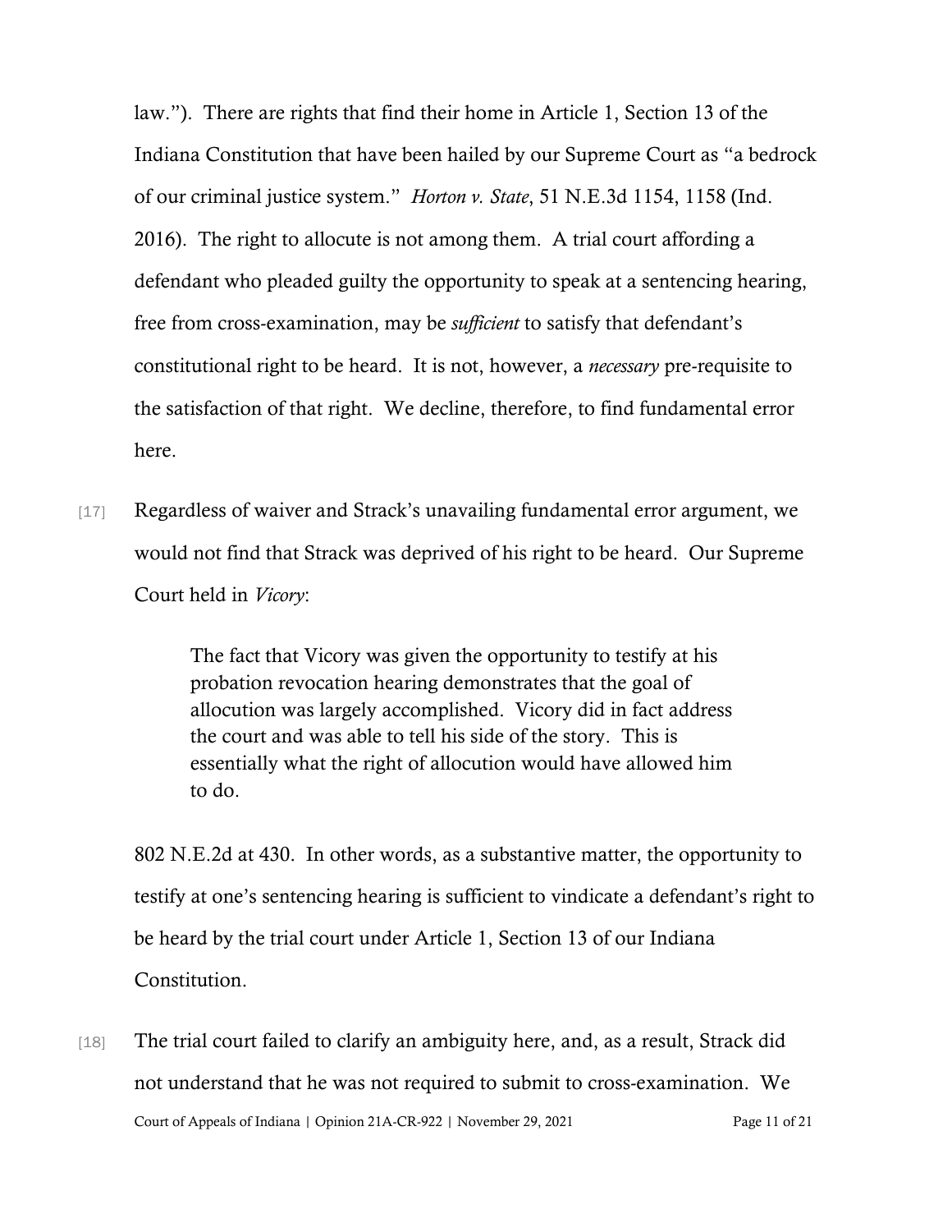law."). There are rights that find their home in Article 1, Section 13 of the Indiana Constitution that have been hailed by our Supreme Court as "a bedrock of our criminal justice system." *Horton v. State*, 51 N.E.3d 1154, 1158 (Ind. 2016). The right to allocute is not among them. A trial court affording a defendant who pleaded guilty the opportunity to speak at a sentencing hearing, free from cross-examination, may be *sufficient* to satisfy that defendant's constitutional right to be heard. It is not, however, a *necessary* pre-requisite to the satisfaction of that right. We decline, therefore, to find fundamental error here.

[17] Regardless of waiver and Strack's unavailing fundamental error argument, we would not find that Strack was deprived of his right to be heard. Our Supreme Court held in *Vicory*:

> The fact that Vicory was given the opportunity to testify at his probation revocation hearing demonstrates that the goal of allocution was largely accomplished. Vicory did in fact address the court and was able to tell his side of the story. This is essentially what the right of allocution would have allowed him to do.

802 N.E.2d at 430. In other words, as a substantive matter, the opportunity to testify at one's sentencing hearing is sufficient to vindicate a defendant's right to be heard by the trial court under Article 1, Section 13 of our Indiana Constitution.

[18] The trial court failed to clarify an ambiguity here, and, as a result, Strack did not understand that he was not required to submit to cross-examination. We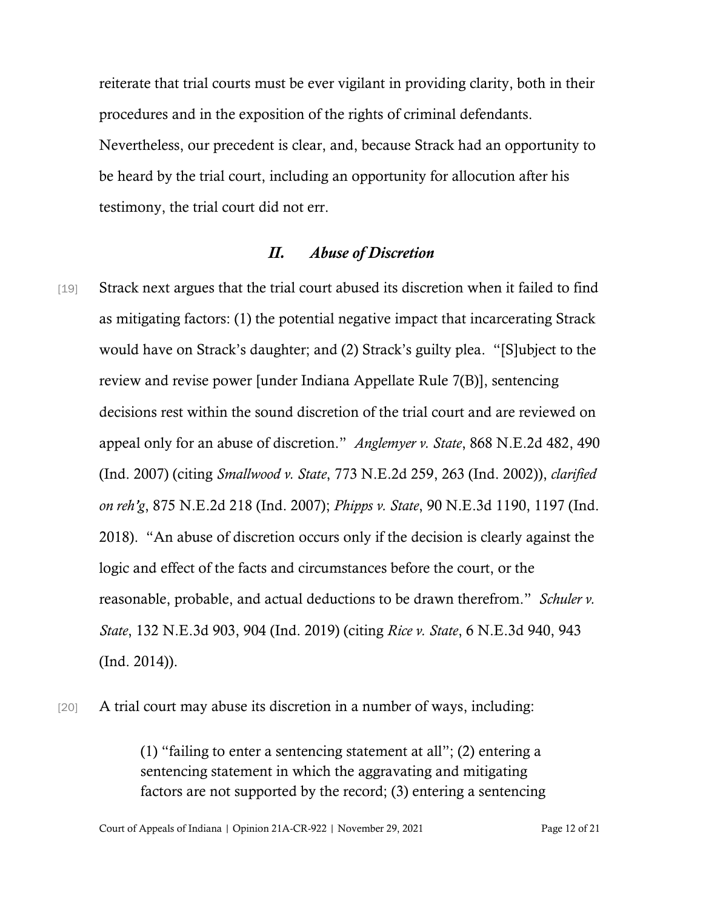reiterate that trial courts must be ever vigilant in providing clarity, both in their procedures and in the exposition of the rights of criminal defendants. Nevertheless, our precedent is clear, and, because Strack had an opportunity to be heard by the trial court, including an opportunity for allocution after his testimony, the trial court did not err.

## *II. Abuse of Discretion*

[19] Strack next argues that the trial court abused its discretion when it failed to find as mitigating factors: (1) the potential negative impact that incarcerating Strack would have on Strack's daughter; and (2) Strack's guilty plea. "[S]ubject to the review and revise power [under Indiana Appellate Rule 7(B)], sentencing decisions rest within the sound discretion of the trial court and are reviewed on appeal only for an abuse of discretion." *Anglemyer v. State*, 868 N.E.2d 482, 490 (Ind. 2007) (citing *Smallwood v. State*, 773 N.E.2d 259, 263 (Ind. 2002)), *clarified on reh'g*, 875 N.E.2d 218 (Ind. 2007); *Phipps v. State*, 90 N.E.3d 1190, 1197 (Ind. 2018). "An abuse of discretion occurs only if the decision is clearly against the logic and effect of the facts and circumstances before the court, or the reasonable, probable, and actual deductions to be drawn therefrom." *Schuler v. State*, 132 N.E.3d 903, 904 (Ind. 2019) (citing *Rice v. State*, 6 N.E.3d 940, 943 (Ind. 2014)).

[20] A trial court may abuse its discretion in a number of ways, including:

> (1) "failing to enter a sentencing statement at all"; (2) entering a sentencing statement in which the aggravating and mitigating factors are not supported by the record; (3) entering a sentencing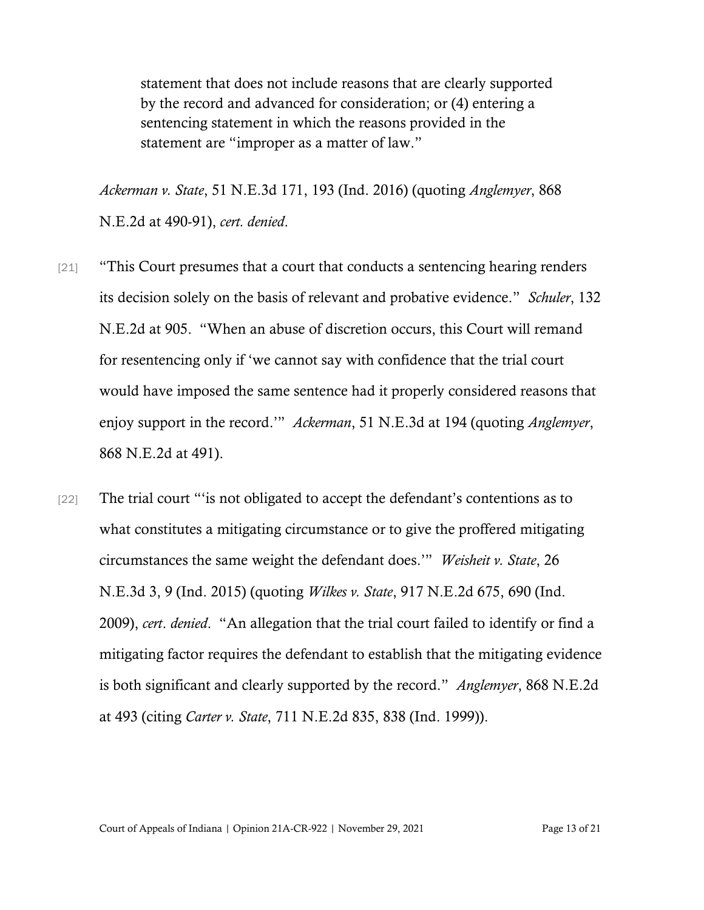> statement that does not include reasons that are clearly supported by the record and advanced for consideration; or (4) entering a sentencing statement in which the reasons provided in the statement are "improper as a matter of law."

*Ackerman v. State*, 51 N.E.3d 171, 193 (Ind. 2016) (quoting *Anglemyer*, 868 N.E.2d at 490-91), *cert. denied*.

[21] "This Court presumes that a court that conducts a sentencing hearing renders its decision solely on the basis of relevant and probative evidence." *Schuler*, 132 N.E.2d at 905. "When an abuse of discretion occurs, this Court will remand for resentencing only if 'we cannot say with confidence that the trial court would have imposed the same sentence had it properly considered reasons that enjoy support in the record.'" *Ackerman*, 51 N.E.3d at 194 (quoting *Anglemyer*, 868 N.E.2d at 491).

[22] The trial court "'is not obligated to accept the defendant's contentions as to what constitutes a mitigating circumstance or to give the proffered mitigating circumstances the same weight the defendant does.'" *Weisheit v. State*, 26 N.E.3d 3, 9 (Ind. 2015) (quoting *Wilkes v. State*, 917 N.E.2d 675, 690 (Ind. 2009), *cert. denied*. "An allegation that the trial court failed to identify or find a mitigating factor requires the defendant to establish that the mitigating evidence is both significant and clearly supported by the record." *Anglemyer*, 868 N.E.2d at 493 (citing *Carter v. State*, 711 N.E.2d 835, 838 (Ind. 1999)).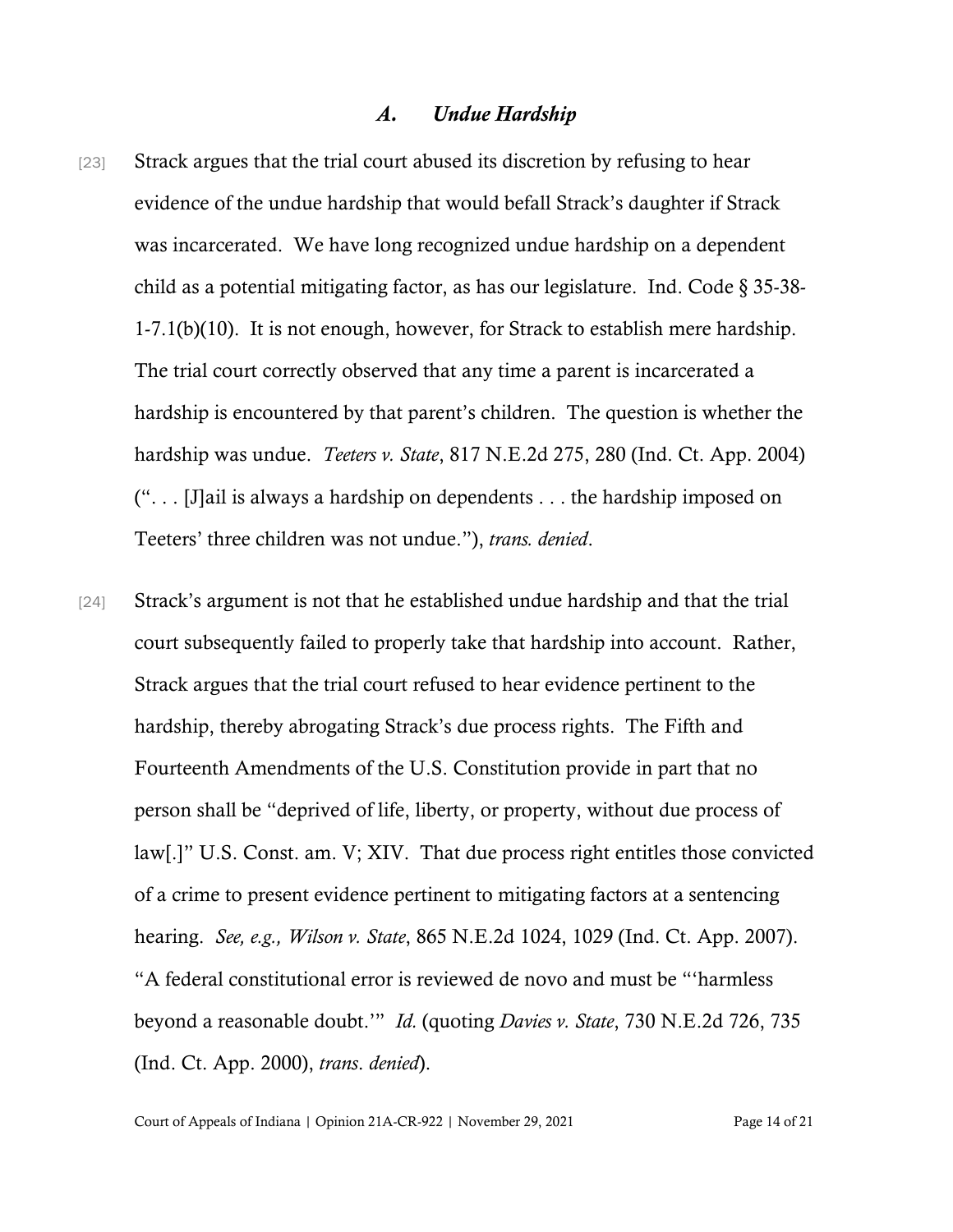### *A. Undue Hardship*

[23] Strack argues that the trial court abused its discretion by refusing to hear evidence of the undue hardship that would befall Strack's daughter if Strack was incarcerated. We have long recognized undue hardship on a dependent child as a potential mitigating factor, as has our legislature. Ind. Code § 35-38-1-7.1(b)(10). It is not enough, however, for Strack to establish mere hardship. The trial court correctly observed that any time a parent is incarcerated a hardship is encountered by that parent's children. The question is whether the hardship was undue. *Teeters v. State*, 817 N.E.2d 275, 280 (Ind. Ct. App. 2004) (". . . [J]ail is always a hardship on dependents . . . the hardship imposed on Teeters' three children was not undue."), *trans. denied*.

[24] Strack's argument is not that he established undue hardship and that the trial court subsequently failed to properly take that hardship into account. Rather, Strack argues that the trial court refused to hear evidence pertinent to the hardship, thereby abrogating Strack's due process rights. The Fifth and Fourteenth Amendments of the U.S. Constitution provide in part that no person shall be "deprived of life, liberty, or property, without due process of law[.]" U.S. Const. am. V; XIV. That due process right entitles those convicted of a crime to present evidence pertinent to mitigating factors at a sentencing hearing. *See, e.g., Wilson v. State*, 865 N.E.2d 1024, 1029 (Ind. Ct. App. 2007). "A federal constitutional error is reviewed de novo and must be "'harmless beyond a reasonable doubt.'" *Id.* (quoting *Davies v. State*, 730 N.E.2d 726, 735 (Ind. Ct. App. 2000), *trans. denied*).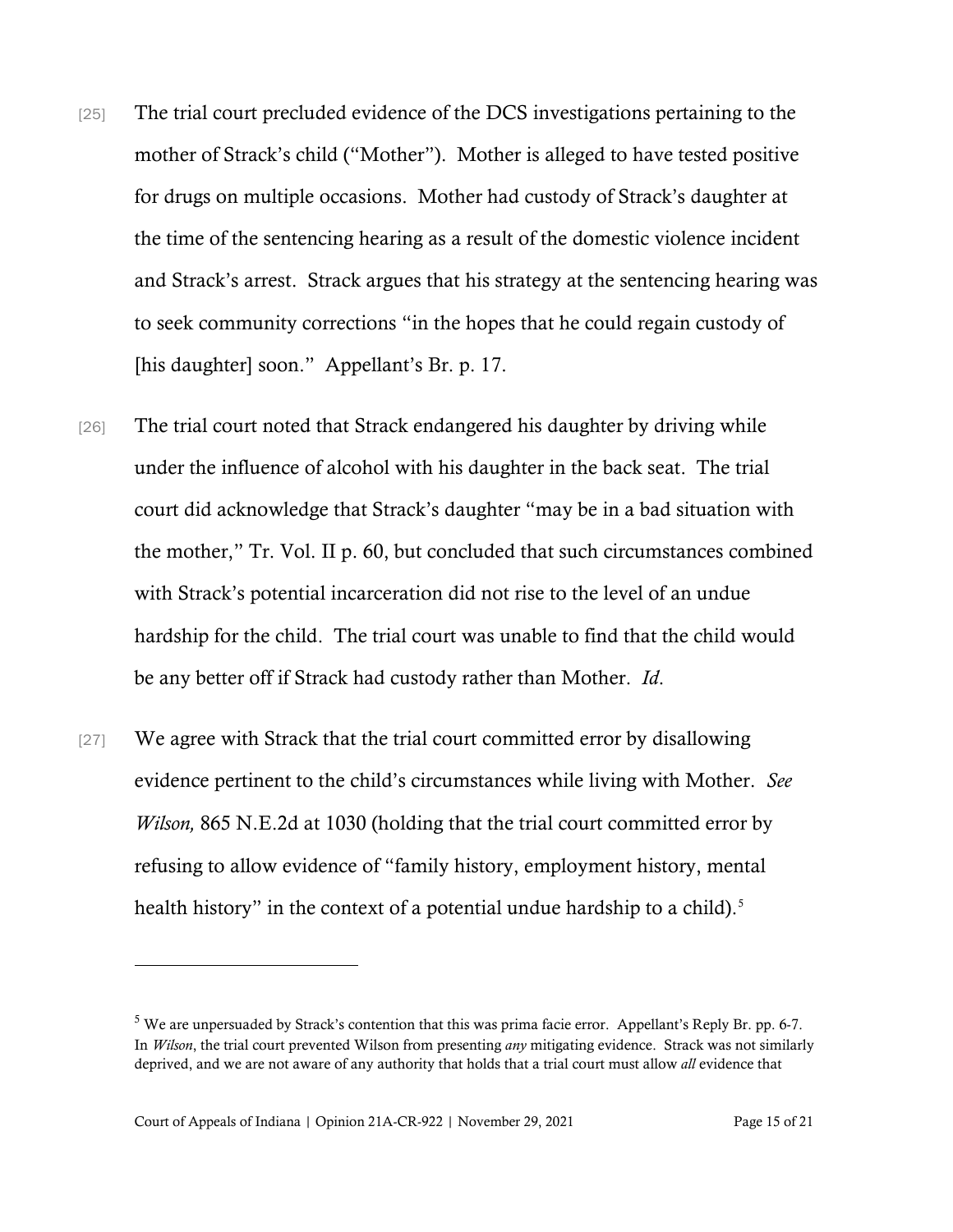[25] The trial court precluded evidence of the DCS investigations pertaining to the mother of Strack's child ("Mother"). Mother is alleged to have tested positive for drugs on multiple occasions. Mother had custody of Strack's daughter at the time of the sentencing hearing as a result of the domestic violence incident and Strack's arrest. Strack argues that his strategy at the sentencing hearing was to seek community corrections "in the hopes that he could regain custody of [his daughter] soon." Appellant's Br. p. 17.

[26] The trial court noted that Strack endangered his daughter by driving while under the influence of alcohol with his daughter in the back seat. The trial court did acknowledge that Strack's daughter "may be in a bad situation with the mother," Tr. Vol. II p. 60, but concluded that such circumstances combined with Strack's potential incarceration did not rise to the level of an undue hardship for the child. The trial court was unable to find that the child would be any better off if Strack had custody rather than Mother. *Id*.

[27] We agree with Strack that the trial court committed error by disallowing evidence pertinent to the child's circumstances while living with Mother. *See Wilson,* 865 N.E.2d at 1030 (holding that the trial court committed error by refusing to allow evidence of "family history, employment history, mental health history" in the context of a potential undue hardship to a child).[5]

---

[5] We are unpersuaded by Strack's contention that this was prima facie error. Appellant's Reply Br. pp. 6-7. In *Wilson*, the trial court prevented Wilson from presenting *any* mitigating evidence. Strack was not similarly deprived, and we are not aware of any authority that holds that a trial court must allow *all* evidence that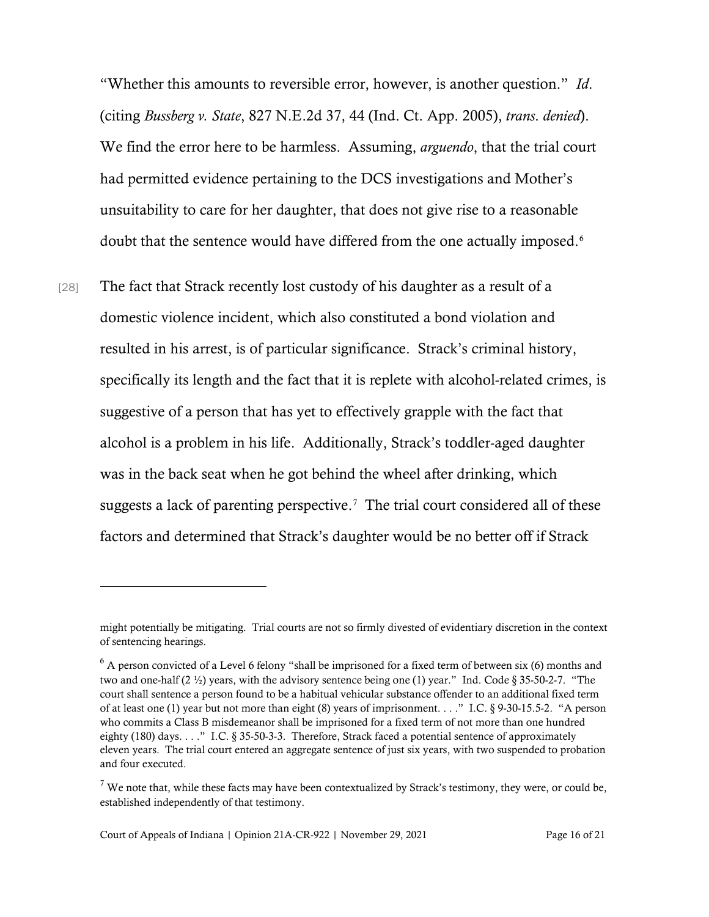"Whether this amounts to reversible error, however, is another question." *Id.* (citing *Bussberg v. State*, 827 N.E.2d 37, 44 (Ind. Ct. App. 2005), *trans. denied*). We find the error here to be harmless. Assuming, *arguendo*, that the trial court had permitted evidence pertaining to the DCS investigations and Mother's unsuitability to care for her daughter, that does not give rise to a reasonable doubt that the sentence would have differed from the one actually imposed.[6]

[28] The fact that Strack recently lost custody of his daughter as a result of a domestic violence incident, which also constituted a bond violation and resulted in his arrest, is of particular significance. Strack's criminal history, specifically its length and the fact that it is replete with alcohol-related crimes, is suggestive of a person that has yet to effectively grapple with the fact that alcohol is a problem in his life. Additionally, Strack's toddler-aged daughter was in the back seat when he got behind the wheel after drinking, which suggests a lack of parenting perspective.[7] The trial court considered all of these factors and determined that Strack's daughter would be no better off if Strack

---

might potentially be mitigating. Trial courts are not so firmly divested of evidentiary discretion in the context of sentencing hearings.

[6] A person convicted of a Level 6 felony "shall be imprisoned for a fixed term of between six (6) months and two and one-half (2 ½) years, with the advisory sentence being one (1) year." Ind. Code § 35-50-2-7. "The court shall sentence a person found to be a habitual vehicular substance offender to an additional fixed term of at least one (1) year but not more than eight (8) years of imprisonment. . . ." I.C. § 9-30-15.5-2. "A person who commits a Class B misdemeanor shall be imprisoned for a fixed term of not more than one hundred eighty (180) days. . . ." I.C. § 35-50-3-3. Therefore, Strack faced a potential sentence of approximately eleven years. The trial court entered an aggregate sentence of just six years, with two suspended to probation and four executed.

[7] We note that, while these facts may have been contextualized by Strack's testimony, they were, or could be, established independently of that testimony.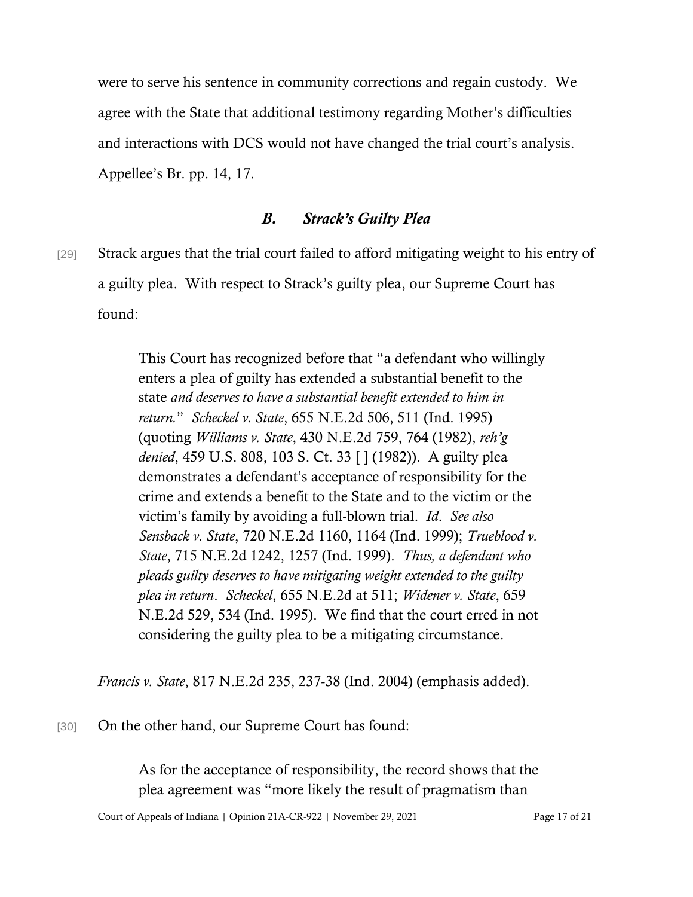were to serve his sentence in community corrections and regain custody. We agree with the State that additional testimony regarding Mother's difficulties and interactions with DCS would not have changed the trial court's analysis. Appellee's Br. pp. 14, 17.

### *B. Strack's Guilty Plea*

[29] Strack argues that the trial court failed to afford mitigating weight to his entry of a guilty plea. With respect to Strack's guilty plea, our Supreme Court has found:

> This Court has recognized before that "a defendant who willingly enters a plea of guilty has extended a substantial benefit to the state *and deserves to have a substantial benefit extended to him in return.*" *Scheckel v. State*, 655 N.E.2d 506, 511 (Ind. 1995) (quoting *Williams v. State*, 430 N.E.2d 759, 764 (1982), *reh'g denied*, 459 U.S. 808, 103 S. Ct. 33 [ ] (1982)). A guilty plea demonstrates a defendant's acceptance of responsibility for the crime and extends a benefit to the State and to the victim or the victim's family by avoiding a full-blown trial. *Id*. *See also Sensback v. State*, 720 N.E.2d 1160, 1164 (Ind. 1999); *Trueblood v. State*, 715 N.E.2d 1242, 1257 (Ind. 1999). *Thus, a defendant who pleads guilty deserves to have mitigating weight extended to the guilty plea in return*. *Scheckel*, 655 N.E.2d at 511; *Widener v. State*, 659 N.E.2d 529, 534 (Ind. 1995). We find that the court erred in not considering the guilty plea to be a mitigating circumstance.

*Francis v. State*, 817 N.E.2d 235, 237-38 (Ind. 2004) (emphasis added).

[30] On the other hand, our Supreme Court has found:

> As for the acceptance of responsibility, the record shows that the plea agreement was "more likely the result of pragmatism than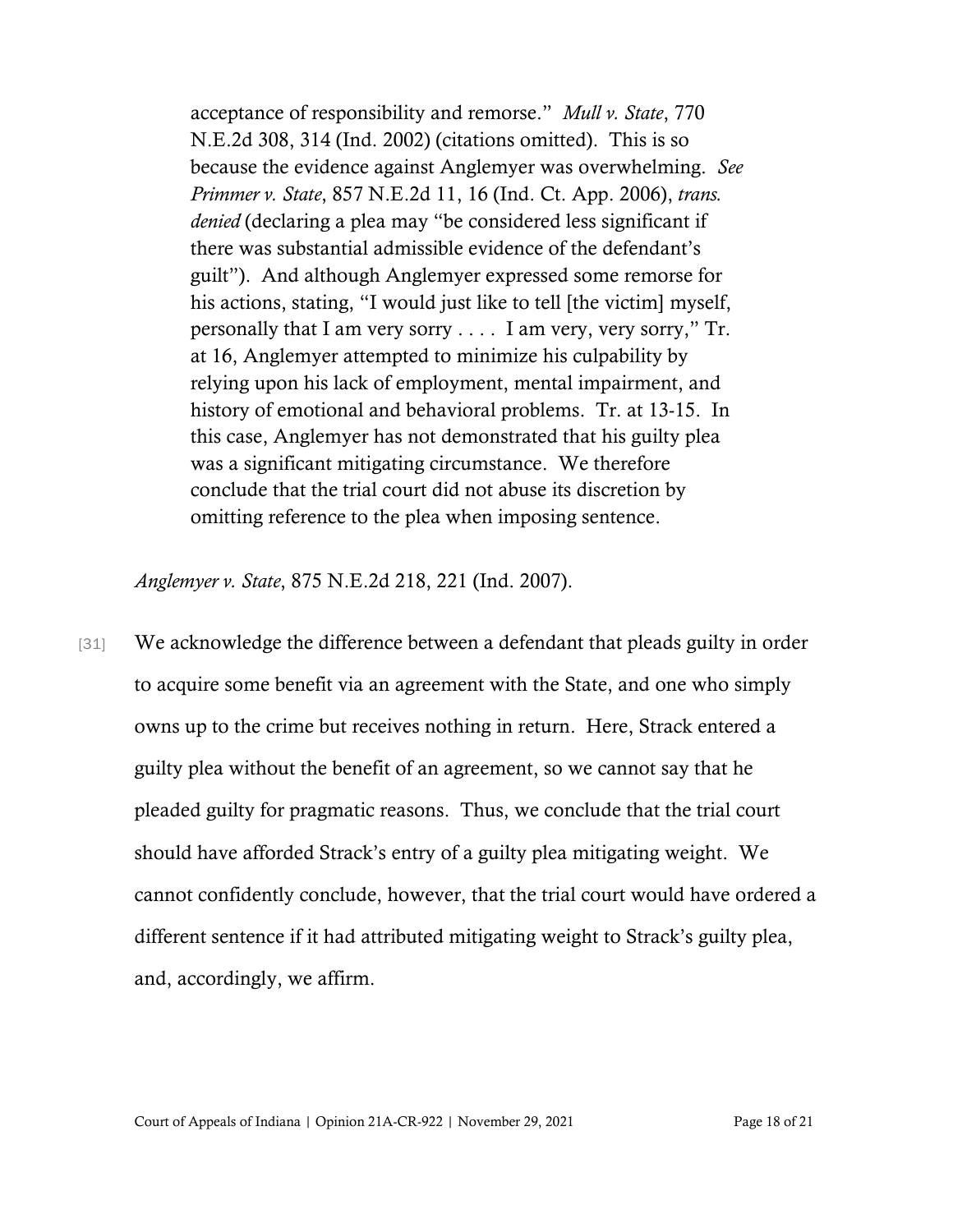> acceptance of responsibility and remorse." *Mull v. State*, 770 N.E.2d 308, 314 (Ind. 2002) (citations omitted). This is so because the evidence against Anglemyer was overwhelming. *See Primmer v. State*, 857 N.E.2d 11, 16 (Ind. Ct. App. 2006), *trans. denied* (declaring a plea may "be considered less significant if there was substantial admissible evidence of the defendant's guilt"). And although Anglemyer expressed some remorse for his actions, stating, "I would just like to tell [the victim] myself, personally that I am very sorry . . . . I am very, very sorry," Tr. at 16, Anglemyer attempted to minimize his culpability by relying upon his lack of employment, mental impairment, and history of emotional and behavioral problems. Tr. at 13-15. In this case, Anglemyer has not demonstrated that his guilty plea was a significant mitigating circumstance. We therefore conclude that the trial court did not abuse its discretion by omitting reference to the plea when imposing sentence.

*Anglemyer v. State*, 875 N.E.2d 218, 221 (Ind. 2007).

[31] We acknowledge the difference between a defendant that pleads guilty in order to acquire some benefit via an agreement with the State, and one who simply owns up to the crime but receives nothing in return. Here, Strack entered a guilty plea without the benefit of an agreement, so we cannot say that he pleaded guilty for pragmatic reasons. Thus, we conclude that the trial court should have afforded Strack's entry of a guilty plea mitigating weight. We cannot confidently conclude, however, that the trial court would have ordered a different sentence if it had attributed mitigating weight to Strack's guilty plea, and, accordingly, we affirm.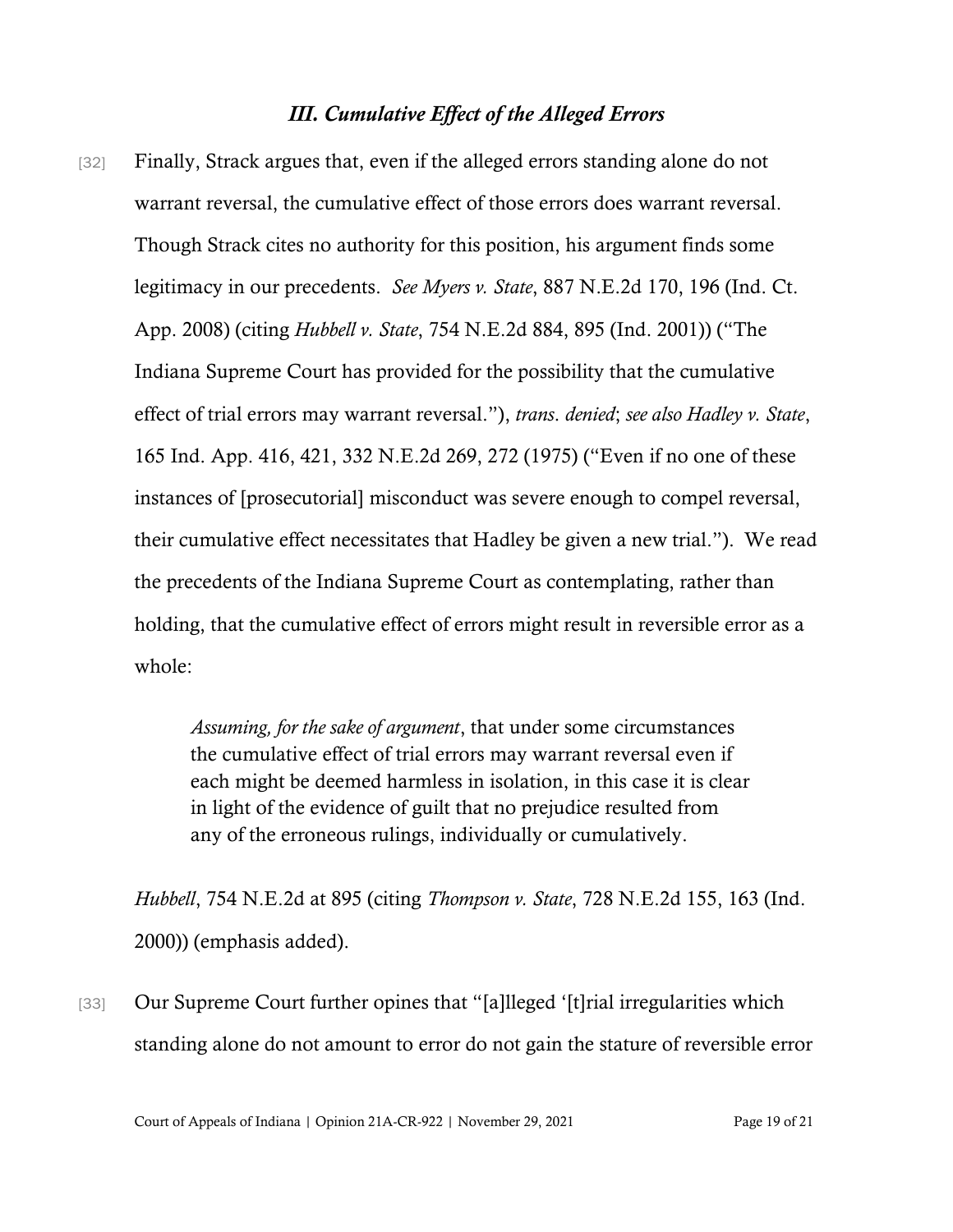### *III. Cumulative Effect of the Alleged Errors*

[32] Finally, Strack argues that, even if the alleged errors standing alone do not warrant reversal, the cumulative effect of those errors does warrant reversal. Though Strack cites no authority for this position, his argument finds some legitimacy in our precedents. *See Myers v. State*, 887 N.E.2d 170, 196 (Ind. Ct. App. 2008) (citing *Hubbell v. State*, 754 N.E.2d 884, 895 (Ind. 2001)) ("The Indiana Supreme Court has provided for the possibility that the cumulative effect of trial errors may warrant reversal."), *trans. denied*; *see also Hadley v. State*, 165 Ind. App. 416, 421, 332 N.E.2d 269, 272 (1975) ("Even if no one of these instances of [prosecutorial] misconduct was severe enough to compel reversal, their cumulative effect necessitates that Hadley be given a new trial."). We read the precedents of the Indiana Supreme Court as contemplating, rather than holding, that the cumulative effect of errors might result in reversible error as a whole:

> *Assuming, for the sake of argument*, that under some circumstances the cumulative effect of trial errors may warrant reversal even if each might be deemed harmless in isolation, in this case it is clear in light of the evidence of guilt that no prejudice resulted from any of the erroneous rulings, individually or cumulatively.

*Hubbell*, 754 N.E.2d at 895 (citing *Thompson v. State*, 728 N.E.2d 155, 163 (Ind. 2000)) (emphasis added).

[33] Our Supreme Court further opines that "[a]lleged '[t]rial irregularities which standing alone do not amount to error do not gain the stature of reversible error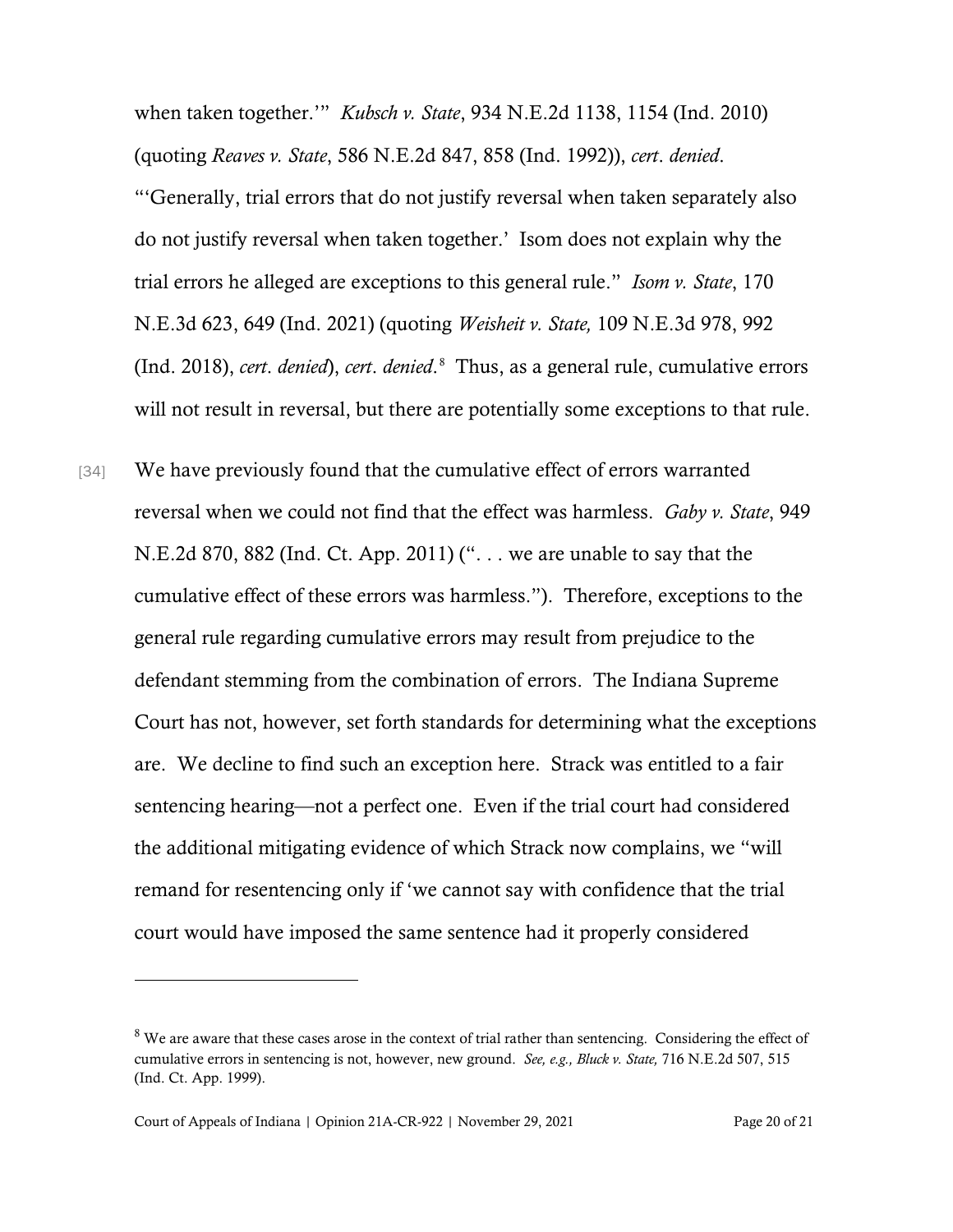when taken together.'" *Kubsch v. State*, 934 N.E.2d 1138, 1154 (Ind. 2010) (quoting *Reaves v. State*, 586 N.E.2d 847, 858 (Ind. 1992)), *cert. denied*. "'Generally, trial errors that do not justify reversal when taken separately also do not justify reversal when taken together.' Isom does not explain why the trial errors he alleged are exceptions to this general rule." *Isom v. State*, 170 N.E.3d 623, 649 (Ind. 2021) (quoting *Weisheit v. State,* 109 N.E.3d 978, 992 (Ind. 2018), *cert. denied*), *cert. denied*.[8] Thus, as a general rule, cumulative errors will not result in reversal, but there are potentially some exceptions to that rule.

[34] We have previously found that the cumulative effect of errors warranted reversal when we could not find that the effect was harmless. *Gaby v. State*, 949 N.E.2d 870, 882 (Ind. Ct. App. 2011) (". . . we are unable to say that the cumulative effect of these errors was harmless."). Therefore, exceptions to the general rule regarding cumulative errors may result from prejudice to the defendant stemming from the combination of errors. The Indiana Supreme Court has not, however, set forth standards for determining what the exceptions are. We decline to find such an exception here. Strack was entitled to a fair sentencing hearing—not a perfect one. Even if the trial court had considered the additional mitigating evidence of which Strack now complains, we "will remand for resentencing only if 'we cannot say with confidence that the trial court would have imposed the same sentence had it properly considered

---

[8] We are aware that these cases arose in the context of trial rather than sentencing. Considering the effect of cumulative errors in sentencing is not, however, new ground. *See, e.g., Bluck v. State,* 716 N.E.2d 507, 515 (Ind. Ct. App. 1999).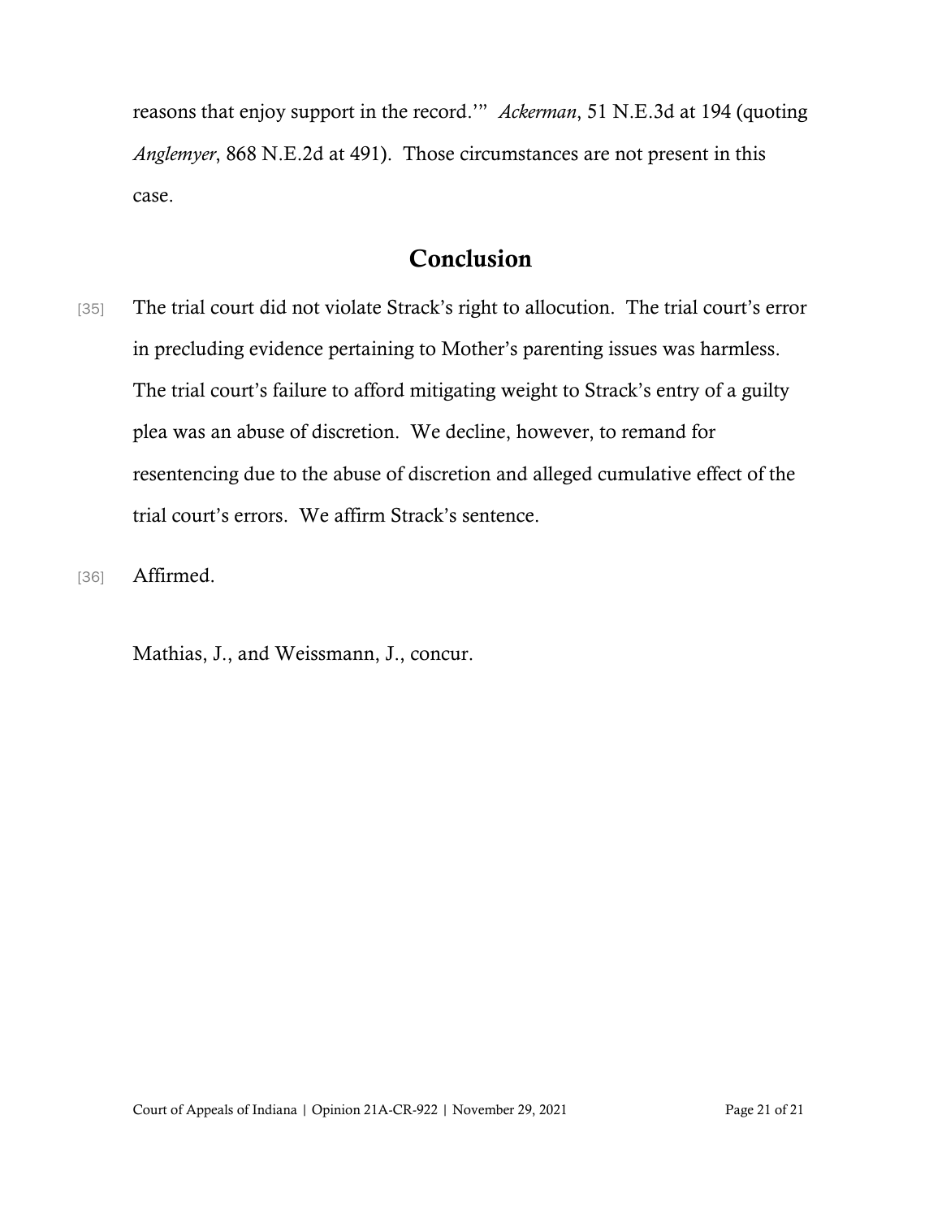reasons that enjoy support in the record.'" *Ackerman*, 51 N.E.3d at 194 (quoting *Anglemyer*, 868 N.E.2d at 491). Those circumstances are not present in this case.

## Conclusion

[35] The trial court did not violate Strack's right to allocution. The trial court's error in precluding evidence pertaining to Mother's parenting issues was harmless. The trial court's failure to afford mitigating weight to Strack's entry of a guilty plea was an abuse of discretion. We decline, however, to remand for resentencing due to the abuse of discretion and alleged cumulative effect of the trial court's errors. We affirm Strack's sentence.

[36] Affirmed.

Mathias, J., and Weissmann, J., concur.